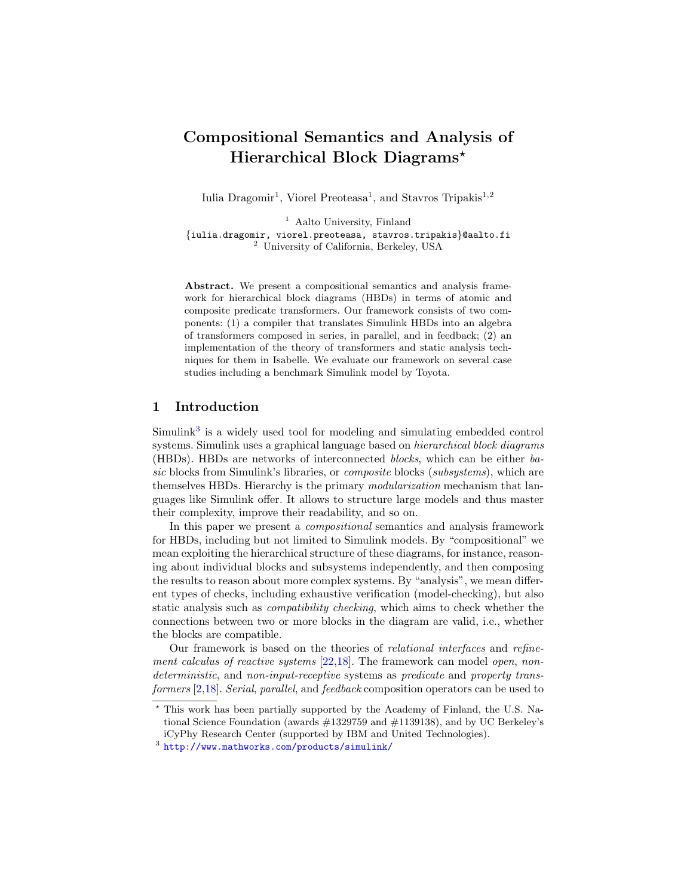# Compositional Semantics and Analysis of Hierarchical Block Diagrams*

Iulia Dragomir[1], Viorel Preoteasa[1], and Stavros Tripakis[1,2]

[1] Aalto University, Finland
{iulia.dragomir, viorel.preoteasa, stavros.tripakis}@aalto.fi
[2] University of California, Berkeley, USA

**Abstract.** We present a compositional semantics and analysis framework for hierarchical block diagrams (HBDs) in terms of atomic and composite predicate transformers. Our framework consists of two components: (1) a compiler that translates Simulink HBDs into an algebra of transformers composed in series, in parallel, and in feedback; (2) an implementation of the theory of transformers and static analysis techniques for them in Isabelle. We evaluate our framework on several case studies including a benchmark Simulink model by Toyota.

## 1 Introduction

Simulink[3] is a widely used tool for modeling and simulating embedded control systems. Simulink uses a graphical language based on *hierarchical block diagrams* (HBDs). HBDs are networks of interconnected *blocks*, which can be either *basic* blocks from Simulink's libraries, or *composite* blocks (*subsystems*), which are themselves HBDs. Hierarchy is the primary *modularization* mechanism that languages like Simulink offer. It allows to structure large models and thus master their complexity, improve their readability, and so on.

In this paper we present a *compositional* semantics and analysis framework for HBDs, including but not limited to Simulink models. By "compositional" we mean exploiting the hierarchical structure of these diagrams, for instance, reasoning about individual blocks and subsystems independently, and then composing the results to reason about more complex systems. By "analysis", we mean different types of checks, including exhaustive verification (model-checking), but also static analysis such as *compatibility checking*, which aims to check whether the connections between two or more blocks in the diagram are valid, i.e., whether the blocks are compatible.

Our framework is based on the theories of *relational interfaces* and *refinement calculus of reactive systems* [22,18]. The framework can model *open*, *non-deterministic*, and *non-input-receptive* systems as *predicate* and *property transformers* [2,18]. *Serial*, *parallel*, and *feedback* composition operators can be used to

* This work has been partially supported by the Academy of Finland, the U.S. National Science Foundation (awards #1329759 and #1139138), and by UC Berkeley's iCyPhy Research Center (supported by IBM and United Technologies).

[3] http://www.mathworks.com/products/simulink/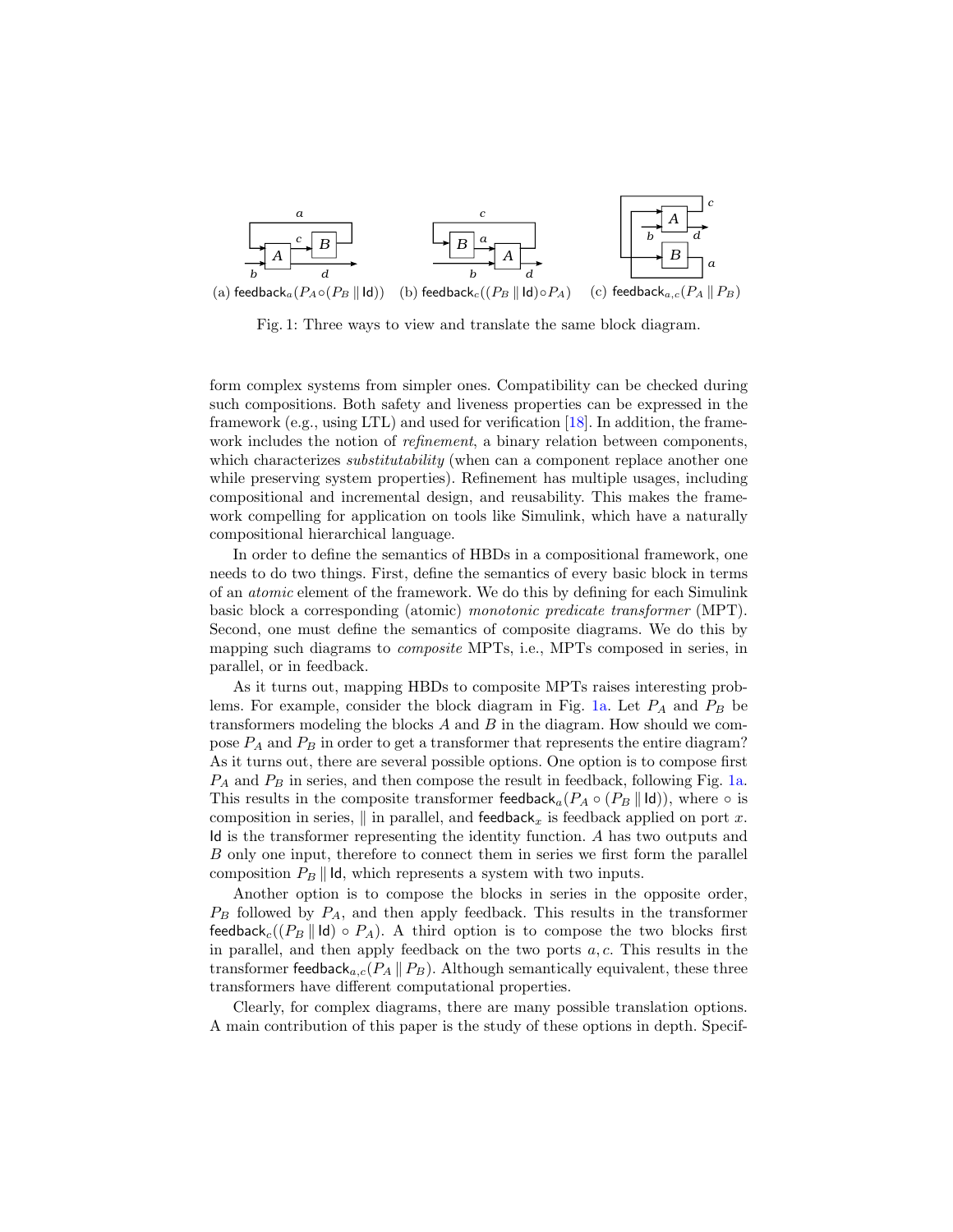(a) $\mathsf{feedback}_a(P_A \circ (P_B \parallel \mathsf{Id}))$ (b) $\mathsf{feedback}_c((P_B \parallel \mathsf{Id}) \circ P_A)$ (c) $\mathsf{feedback}_{a,c}(P_A \parallel P_B)$

Fig. 1: Three ways to view and translate the same block diagram.

form complex systems from simpler ones. Compatibility can be checked during such compositions. Both safety and liveness properties can be expressed in the framework (e.g., using LTL) and used for verification [18]. In addition, the framework includes the notion of *refinement*, a binary relation between components, which characterizes *substitutability* (when can a component replace another one while preserving system properties). Refinement has multiple usages, including compositional and incremental design, and reusability. This makes the framework compelling for application on tools like Simulink, which have a naturally compositional hierarchical language.

In order to define the semantics of HBDs in a compositional framework, one needs to do two things. First, define the semantics of every basic block in terms of an *atomic* element of the framework. We do this by defining for each Simulink basic block a corresponding (atomic) *monotonic predicate transformer* (MPT). Second, one must define the semantics of composite diagrams. We do this by mapping such diagrams to *composite* MPTs, i.e., MPTs composed in series, in parallel, or in feedback.

As it turns out, mapping HBDs to composite MPTs raises interesting problems. For example, consider the block diagram in Fig. 1a. Let $P_A$ and $P_B$ be transformers modeling the blocks $A$ and $B$ in the diagram. How should we compose $P_A$ and $P_B$ in order to get a transformer that represents the entire diagram? As it turns out, there are several possible options. One option is to compose first $P_A$ and $P_B$ in series, and then compose the result in feedback, following Fig. 1a. This results in the composite transformer $\mathsf{feedback}_a(P_A \circ (P_B \parallel \mathsf{Id}))$, where $\circ$ is composition in series, $\parallel$ in parallel, and $\mathsf{feedback}_x$ is feedback applied on port $x$. $\mathsf{Id}$ is the transformer representing the identity function. $A$ has two outputs and $B$ only one input, therefore to connect them in series we first form the parallel composition $P_B \parallel \mathsf{Id}$, which represents a system with two inputs.

Another option is to compose the blocks in series in the opposite order, $P_B$ followed by $P_A$, and then apply feedback. This results in the transformer $\mathsf{feedback}_c((P_B \parallel \mathsf{Id}) \circ P_A)$. A third option is to compose the two blocks first in parallel, and then apply feedback on the two ports $a, c$. This results in the transformer $\mathsf{feedback}_{a,c}(P_A \parallel P_B)$. Although semantically equivalent, these three transformers have different computational properties.

Clearly, for complex diagrams, there are many possible translation options. A main contribution of this paper is the study of these options in depth. Specif-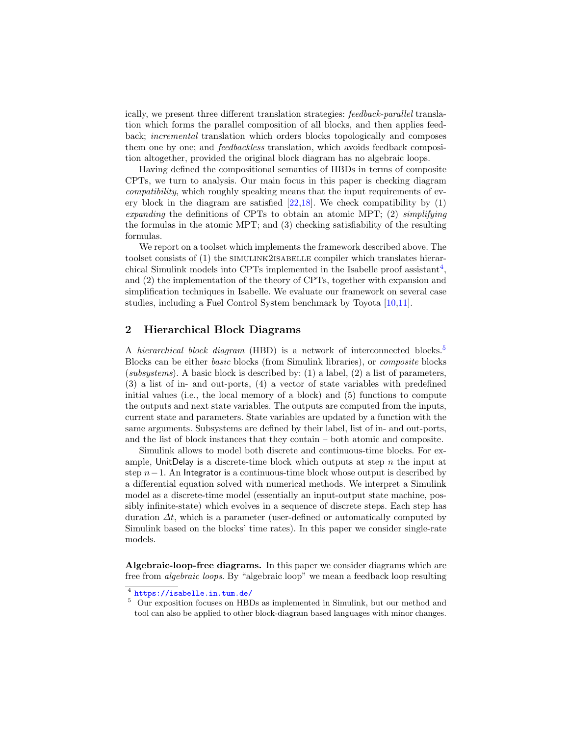ically, we present three different translation strategies: *feedback-parallel* translation which forms the parallel composition of all blocks, and then applies feedback; *incremental* translation which orders blocks topologically and composes them one by one; and *feedbackless* translation, which avoids feedback composition altogether, provided the original block diagram has no algebraic loops.

Having defined the compositional semantics of HBDs in terms of composite CPTs, we turn to analysis. Our main focus in this paper is checking diagram *compatibility*, which roughly speaking means that the input requirements of every block in the diagram are satisfied [22,18]. We check compatibility by (1) *expanding* the definitions of CPTs to obtain an atomic MPT; (2) *simplifying* the formulas in the atomic MPT; and (3) checking satisfiability of the resulting formulas.

We report on a toolset which implements the framework described above. The toolset consists of (1) the SIMULINK2ISABELLE compiler which translates hierarchical Simulink models into CPTs implemented in the Isabelle proof assistant[4], and (2) the implementation of the theory of CPTs, together with expansion and simplification techniques in Isabelle. We evaluate our framework on several case studies, including a Fuel Control System benchmark by Toyota [10,11].

## 2 Hierarchical Block Diagrams

A *hierarchical block diagram* (HBD) is a network of interconnected blocks.[5] Blocks can be either *basic* blocks (from Simulink libraries), or *composite* blocks (*subsystems*). A basic block is described by: (1) a label, (2) a list of parameters, (3) a list of in- and out-ports, (4) a vector of state variables with predefined initial values (i.e., the local memory of a block) and (5) functions to compute the outputs and next state variables. The outputs are computed from the inputs, current state and parameters. State variables are updated by a function with the same arguments. Subsystems are defined by their label, list of in- and out-ports, and the list of block instances that they contain – both atomic and composite.

Simulink allows to model both discrete and continuous-time blocks. For example, UnitDelay is a discrete-time block which outputs at step $n$ the input at step $n-1$. An Integrator is a continuous-time block whose output is described by a differential equation solved with numerical methods. We interpret a Simulink model as a discrete-time model (essentially an input-output state machine, possibly infinite-state) which evolves in a sequence of discrete steps. Each step has duration $\Delta t$, which is a parameter (user-defined or automatically computed by Simulink based on the blocks' time rates). In this paper we consider single-rate models.

**Algebraic-loop-free diagrams.** In this paper we consider diagrams which are free from *algebraic loops*. By "algebraic loop" we mean a feedback loop resulting

[4] https://isabelle.in.tum.de/

[5] Our exposition focuses on HBDs as implemented in Simulink, but our method and tool can also be applied to other block-diagram based languages with minor changes.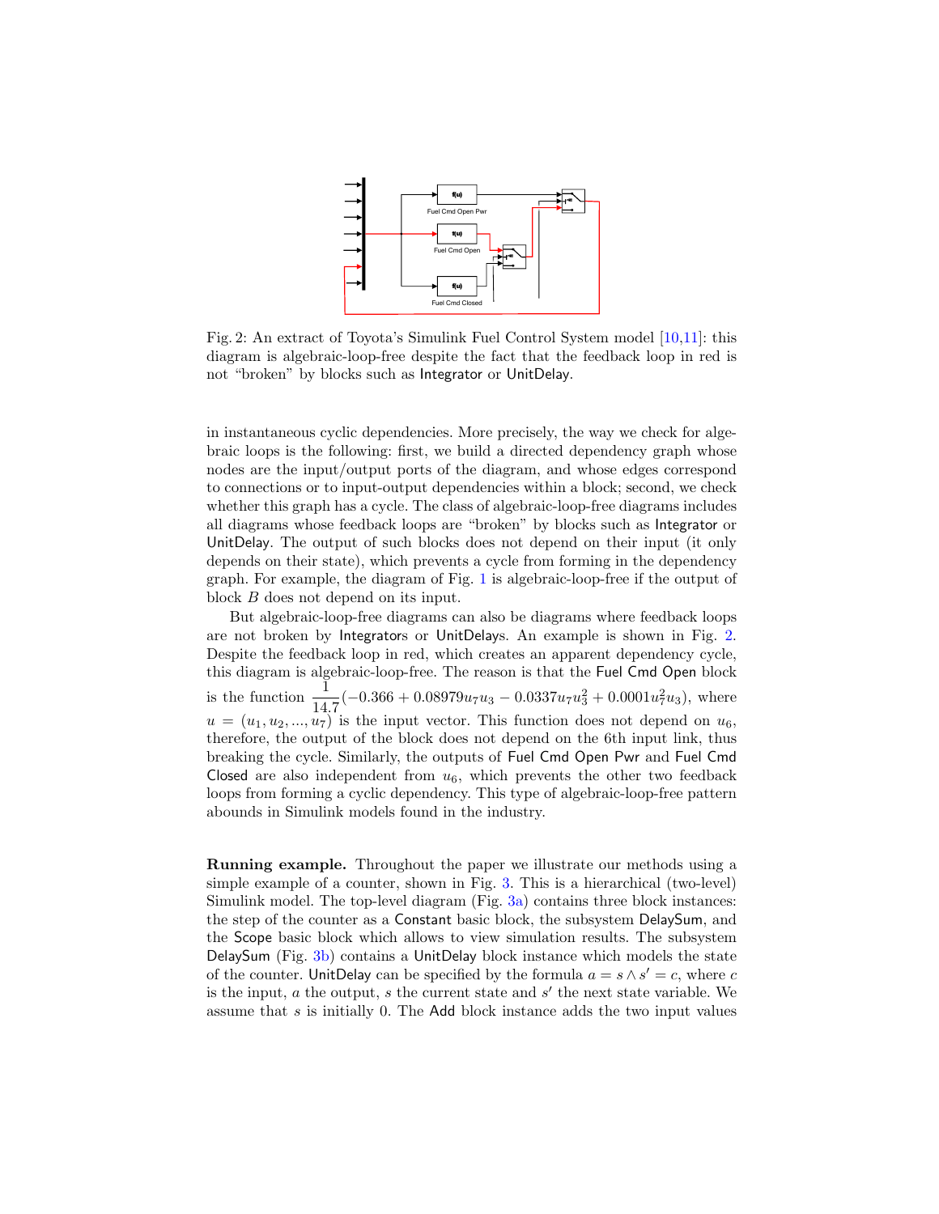Fig. 2: An extract of Toyota's Simulink Fuel Control System model [10,11]: this diagram is algebraic-loop-free despite the fact that the feedback loop in red is not "broken" by blocks such as Integrator or UnitDelay.

in instantaneous cyclic dependencies. More precisely, the way we check for algebraic loops is the following: first, we build a directed dependency graph whose nodes are the input/output ports of the diagram, and whose edges correspond to connections or to input-output dependencies within a block; second, we check whether this graph has a cycle. The class of algebraic-loop-free diagrams includes all diagrams whose feedback loops are "broken" by blocks such as Integrator or UnitDelay. The output of such blocks does not depend on their input (it only depends on their state), which prevents a cycle from forming in the dependency graph. For example, the diagram of Fig. 1 is algebraic-loop-free if the output of block $B$ does not depend on its input.

But algebraic-loop-free diagrams can also be diagrams where feedback loops are not broken by Integrators or UnitDelays. An example is shown in Fig. 2. Despite the feedback loop in red, which creates an apparent dependency cycle, this diagram is algebraic-loop-free. The reason is that the Fuel Cmd Open block is the function $\frac{1}{14.7}(-0.366 + 0.08979 u_7 u_3 - 0.0337 u_7 u_3^2 + 0.0001 u_7^2 u_3)$, where $u = (u_1, u_2, ..., u_7)$ is the input vector. This function does not depend on $u_6$, therefore, the output of the block does not depend on the 6th input link, thus breaking the cycle. Similarly, the outputs of Fuel Cmd Open Pwr and Fuel Cmd Closed are also independent from $u_6$, which prevents the other two feedback loops from forming a cyclic dependency. This type of algebraic-loop-free pattern abounds in Simulink models found in the industry.

**Running example.** Throughout the paper we illustrate our methods using a simple example of a counter, shown in Fig. 3. This is a hierarchical (two-level) Simulink model. The top-level diagram (Fig. 3a) contains three block instances: the step of the counter as a Constant basic block, the subsystem DelaySum, and the Scope basic block which allows to view simulation results. The subsystem DelaySum (Fig. 3b) contains a UnitDelay block instance which models the state of the counter. UnitDelay can be specified by the formula $a = s \wedge s' = c$, where $c$ is the input, $a$ the output, $s$ the current state and $s'$ the next state variable. We assume that $s$ is initially 0. The Add block instance adds the two input values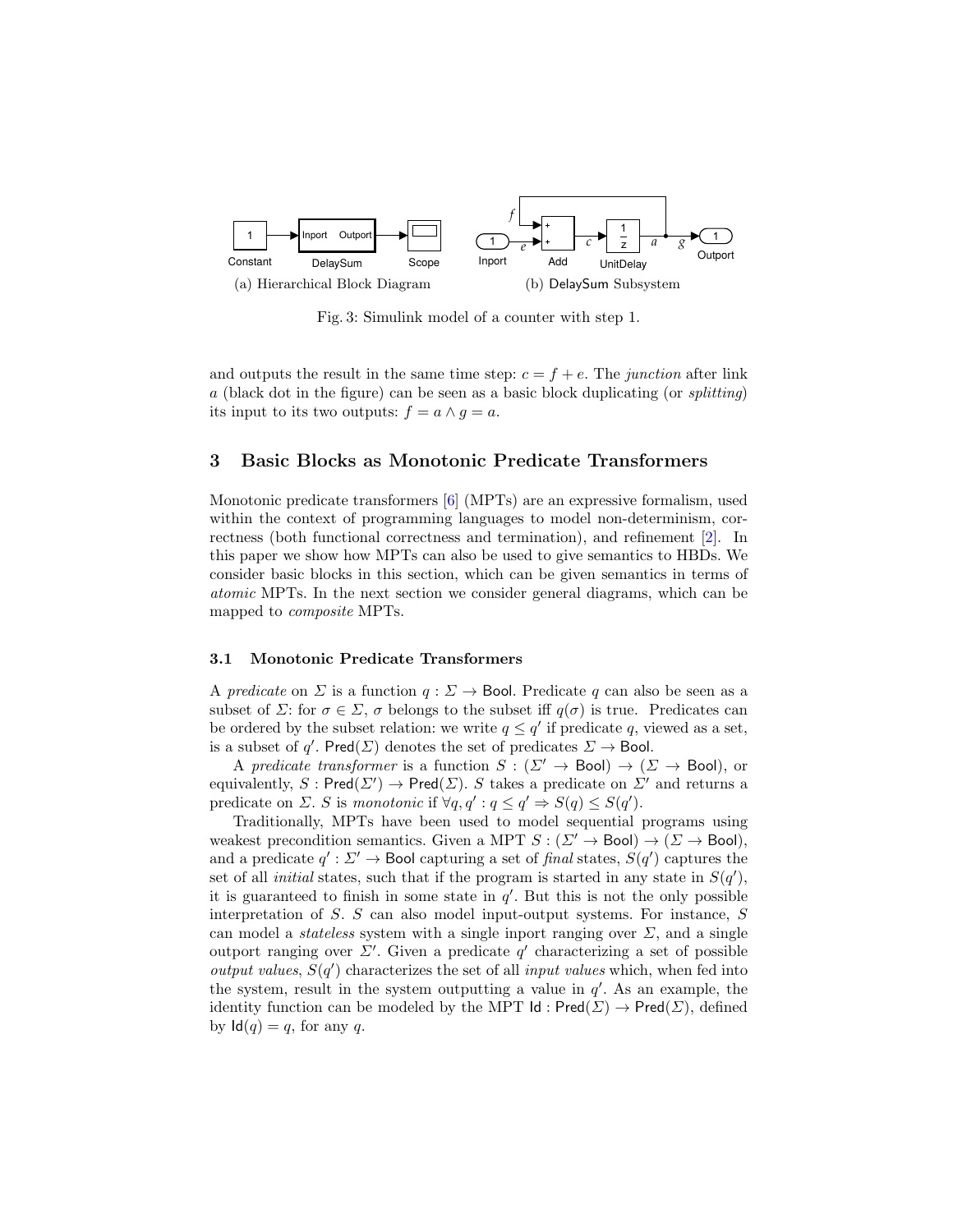(a) Hierarchical Block Diagram (b) DelaySum Subsystem

Fig. 3: Simulink model of a counter with step 1.

and outputs the result in the same time step: $c = f + e$. The *junction* after link $a$ (black dot in the figure) can be seen as a basic block duplicating (or *splitting*) its input to its two outputs: $f = a \wedge g = a$.

## 3 Basic Blocks as Monotonic Predicate Transformers

Monotonic predicate transformers [6] (MPTs) are an expressive formalism, used within the context of programming languages to model non-determinism, correctness (both functional correctness and termination), and refinement [2]. In this paper we show how MPTs can also be used to give semantics to HBDs. We consider basic blocks in this section, which can be given semantics in terms of *atomic* MPTs. In the next section we consider general diagrams, which can be mapped to *composite* MPTs.

### 3.1 Monotonic Predicate Transformers

A *predicate* on $\Sigma$ is a function $q : \Sigma \to \mathsf{Bool}$. Predicate $q$ can also be seen as a subset of $\Sigma$: for $\sigma \in \Sigma$, $\sigma$ belongs to the subset iff $q(\sigma)$ is true. Predicates can be ordered by the subset relation: we write $q \leq q'$ if predicate $q$, viewed as a set, is a subset of $q'$. $\mathsf{Pred}(\Sigma)$ denotes the set of predicates $\Sigma \to \mathsf{Bool}$.

A *predicate transformer* is a function $S : (\Sigma' \to \mathsf{Bool}) \to (\Sigma \to \mathsf{Bool})$, or equivalently, $S : \mathsf{Pred}(\Sigma') \to \mathsf{Pred}(\Sigma)$. $S$ takes a predicate on $\Sigma'$ and returns a predicate on $\Sigma$. $S$ is *monotonic* if $\forall q, q' : q \leq q' \Rightarrow S(q) \leq S(q')$.

Traditionally, MPTs have been used to model sequential programs using weakest precondition semantics. Given a MPT $S : (\Sigma' \to \mathsf{Bool}) \to (\Sigma \to \mathsf{Bool})$, and a predicate $q' : \Sigma' \to \mathsf{Bool}$ capturing a set of *final* states, $S(q')$ captures the set of all *initial* states, such that if the program is started in any state in $S(q')$, it is guaranteed to finish in some state in $q'$. But this is not the only possible interpretation of $S$. $S$ can also model input-output systems. For instance, $S$ can model a *stateless* system with a single inport ranging over $\Sigma$, and a single outport ranging over $\Sigma'$. Given a predicate $q'$ characterizing a set of possible *output values*, $S(q')$ characterizes the set of all *input values* which, when fed into the system, result in the system outputting a value in $q'$. As an example, the identity function can be modeled by the MPT $\mathsf{Id} : \mathsf{Pred}(\Sigma) \to \mathsf{Pred}(\Sigma)$, defined by $\mathsf{Id}(q) = q$, for any $q$.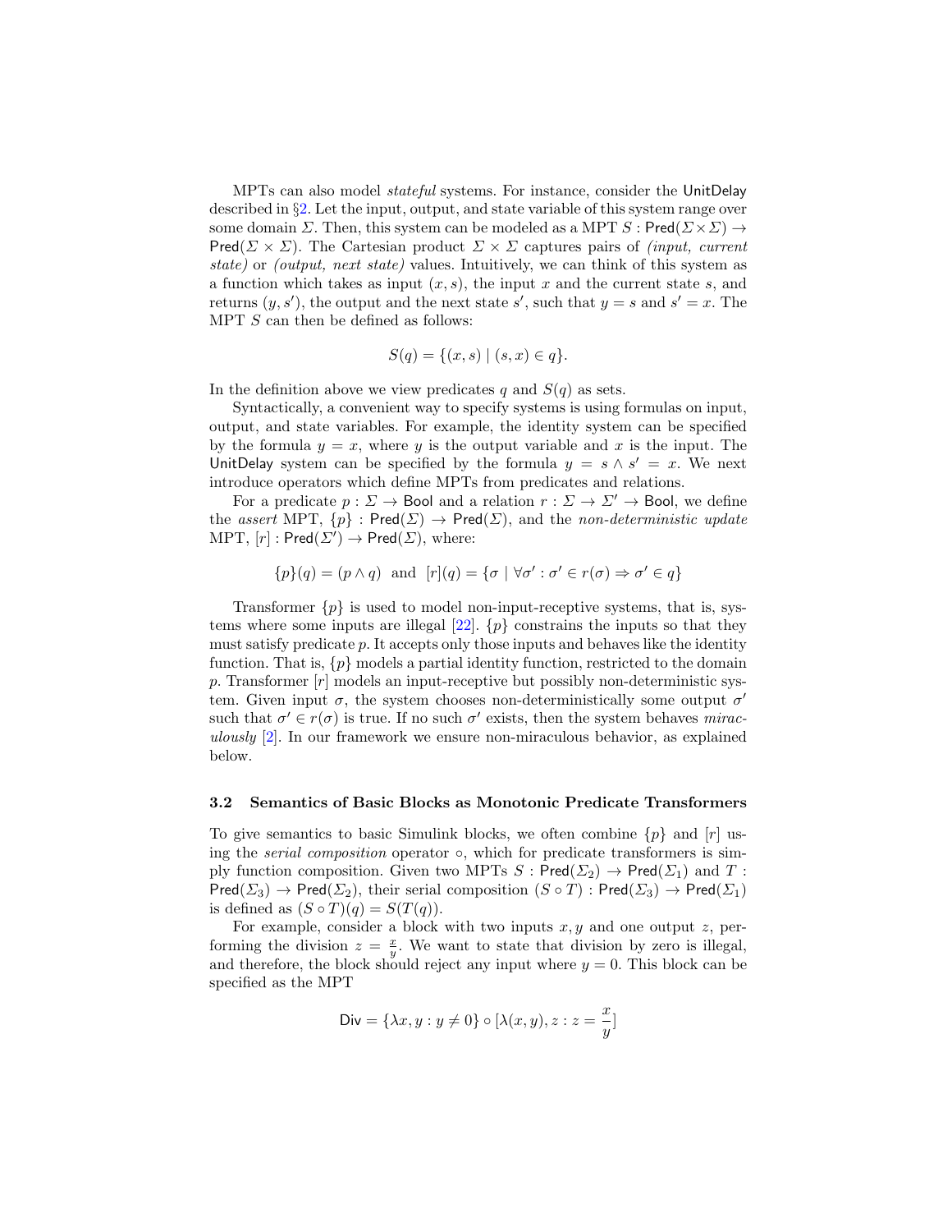MPTs can also model *stateful* systems. For instance, consider the UnitDelay described in §2. Let the input, output, and state variable of this system range over some domain $\Sigma$. Then, this system can be modeled as a MPT $S : \mathsf{Pred}(\Sigma \times \Sigma) \to \mathsf{Pred}(\Sigma \times \Sigma)$. The Cartesian product $\Sigma \times \Sigma$ captures pairs of *(input, current state)* or *(output, next state)* values. Intuitively, we can think of this system as a function which takes as input $(x, s)$, the input $x$ and the current state $s$, and returns $(y, s')$, the output and the next state $s'$, such that $y = s$ and $s' = x$. The MPT $S$ can then be defined as follows:

$$S(q) = \{(x, s) \mid (s, x) \in q\}.$$

In the definition above we view predicates $q$ and $S(q)$ as sets.

Syntactically, a convenient way to specify systems is using formulas on input, output, and state variables. For example, the identity system can be specified by the formula $y = x$, where $y$ is the output variable and $x$ is the input. The UnitDelay system can be specified by the formula $y = s \wedge s' = x$. We next introduce operators which define MPTs from predicates and relations.

For a predicate $p : \Sigma \to \mathsf{Bool}$ and a relation $r : \Sigma \to \Sigma' \to \mathsf{Bool}$, we define the *assert* MPT, $\{p\} : \mathsf{Pred}(\Sigma) \to \mathsf{Pred}(\Sigma)$, and the *non-deterministic update* MPT, $[r] : \mathsf{Pred}(\Sigma') \to \mathsf{Pred}(\Sigma)$, where:

$$\{p\}(q) = (p \wedge q) \;\; \text{and} \;\; [r](q) = \{\sigma \mid \forall \sigma' : \sigma' \in r(\sigma) \Rightarrow \sigma' \in q\}$$

Transformer $\{p\}$ is used to model non-input-receptive systems, that is, systems where some inputs are illegal [22]. $\{p\}$ constrains the inputs so that they must satisfy predicate $p$. It accepts only those inputs and behaves like the identity function. That is, $\{p\}$ models a partial identity function, restricted to the domain $p$. Transformer $[r]$ models an input-receptive but possibly non-deterministic system. Given input $\sigma$, the system chooses non-deterministically some output $\sigma'$ such that $\sigma' \in r(\sigma)$ is true. If no such $\sigma'$ exists, then the system behaves *miraculously* [2]. In our framework we ensure non-miraculous behavior, as explained below.

### 3.2 Semantics of Basic Blocks as Monotonic Predicate Transformers

To give semantics to basic Simulink blocks, we often combine $\{p\}$ and $[r]$ using the *serial composition* operator $\circ$, which for predicate transformers is simply function composition. Given two MPTs $S : \mathsf{Pred}(\Sigma_2) \to \mathsf{Pred}(\Sigma_1)$ and $T : \mathsf{Pred}(\Sigma_3) \to \mathsf{Pred}(\Sigma_2)$, their serial composition $(S \circ T) : \mathsf{Pred}(\Sigma_3) \to \mathsf{Pred}(\Sigma_1)$ is defined as $(S \circ T)(q) = S(T(q))$.

For example, consider a block with two inputs $x, y$ and one output $z$, performing the division $z = \frac{x}{y}$. We want to state that division by zero is illegal, and therefore, the block should reject any input where $y = 0$. This block can be specified as the MPT

$$\mathsf{Div} = \{\lambda x, y : y \neq 0\} \circ [\lambda(x, y), z : z = \frac{x}{y}]$$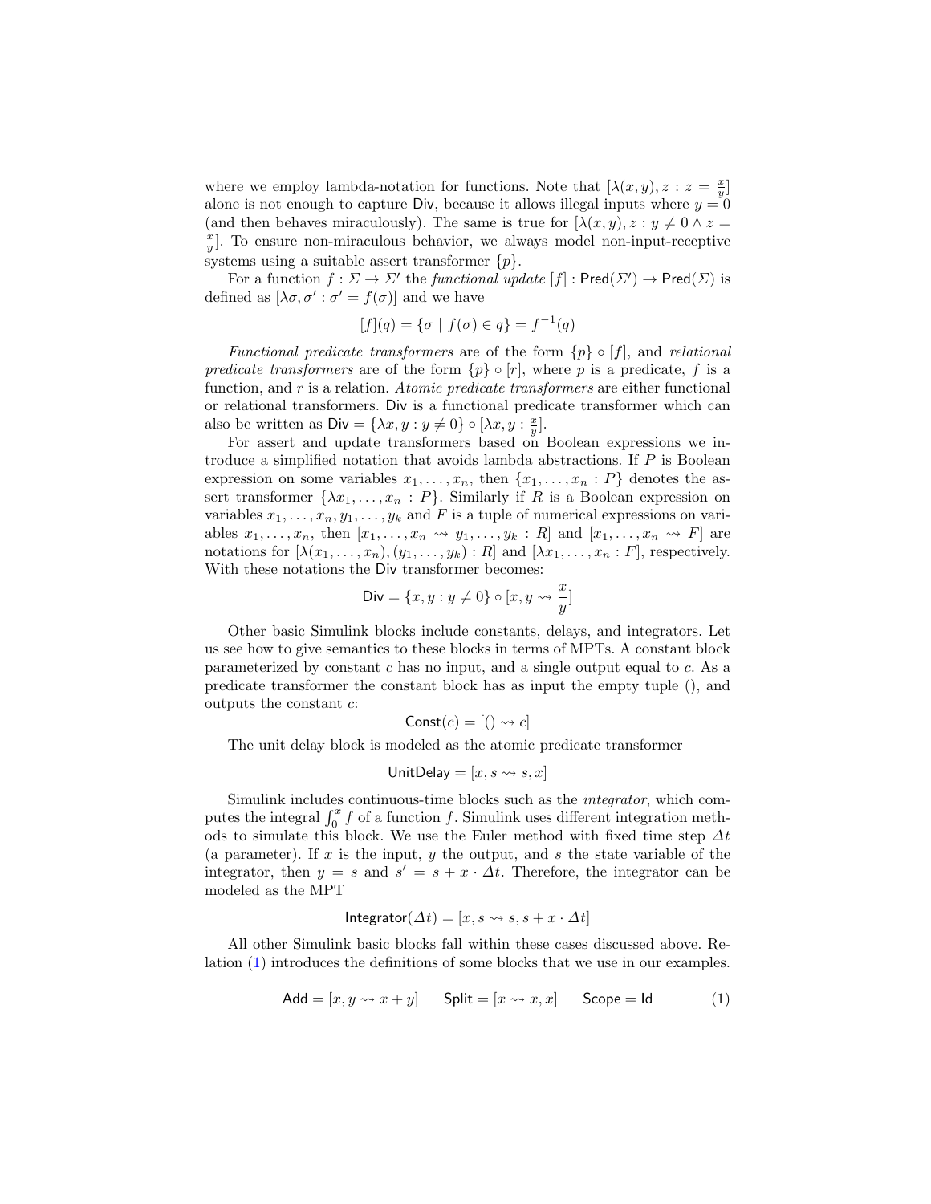where we employ lambda-notation for functions. Note that $[\lambda(x, y), z : z = \frac{x}{y}]$ alone is not enough to capture $\mathsf{Div}$, because it allows illegal inputs where $y = 0$ (and then behaves miraculously). The same is true for $[\lambda(x, y), z : y \neq 0 \wedge z = \frac{x}{y}]$. To ensure non-miraculous behavior, we always model non-input-receptive systems using a suitable assert transformer $\{p\}$.

For a function $f : \Sigma \to \Sigma'$ the *functional update* $[f] : \mathsf{Pred}(\Sigma') \to \mathsf{Pred}(\Sigma)$ is defined as $[\lambda\sigma, \sigma' : \sigma' = f(\sigma)]$ and we have

$$[f](q) = \{\sigma \mid f(\sigma) \in q\} = f^{-1}(q)$$

*Functional predicate transformers* are of the form $\{p\} \circ [f]$, and *relational predicate transformers* are of the form $\{p\} \circ [r]$, where $p$ is a predicate, $f$ is a function, and $r$ is a relation. *Atomic predicate transformers* are either functional or relational transformers. $\mathsf{Div}$ is a functional predicate transformer which can also be written as $\mathsf{Div} = \{\lambda x, y : y \neq 0\} \circ [\lambda x, y : \frac{x}{y}]$.

For assert and update transformers based on Boolean expressions we introduce a simplified notation that avoids lambda abstractions. If $P$ is Boolean expression on some variables $x_1, \ldots, x_n$, then $\{x_1, \ldots, x_n : P\}$ denotes the assert transformer $\{\lambda x_1, \ldots, x_n : P\}$. Similarly if $R$ is a Boolean expression on variables $x_1, \ldots, x_n, y_1, \ldots, y_k$ and $F$ is a tuple of numerical expressions on variables $x_1, \ldots, x_n$, then $[x_1, \ldots, x_n \rightsquigarrow y_1, \ldots, y_k : R]$ and $[x_1, \ldots, x_n \rightsquigarrow F]$ are notations for $[\lambda(x_1, \ldots, x_n), (y_1, \ldots, y_k) : R]$ and $[\lambda x_1, \ldots, x_n : F]$, respectively. With these notations the $\mathsf{Div}$ transformer becomes:

$$\mathsf{Div} = \{x, y : y \neq 0\} \circ [x, y \rightsquigarrow \frac{x}{y}]$$

Other basic Simulink blocks include constants, delays, and integrators. Let us see how to give semantics to these blocks in terms of MPTs. A constant block parameterized by constant $c$ has no input, and a single output equal to $c$. As a predicate transformer the constant block has as input the empty tuple $()$, and outputs the constant $c$:

$$\mathsf{Const}(c) = [() \rightsquigarrow c]$$

The unit delay block is modeled as the atomic predicate transformer

$$\mathsf{UnitDelay} = [x, s \rightsquigarrow s, x]$$

Simulink includes continuous-time blocks such as the *integrator*, which computes the integral $\int_0^x f$ of a function $f$. Simulink uses different integration methods to simulate this block. We use the Euler method with fixed time step $\Delta t$ (a parameter). If $x$ is the input, $y$ the output, and $s$ the state variable of the integrator, then $y = s$ and $s' = s + x \cdot \Delta t$. Therefore, the integrator can be modeled as the MPT

$$\mathsf{Integrator}(\Delta t) = [x, s \rightsquigarrow s, s + x \cdot \Delta t]$$

All other Simulink basic blocks fall within these cases discussed above. Relation (1) introduces the definitions of some blocks that we use in our examples.

$$\mathsf{Add} = [x, y \rightsquigarrow x + y] \qquad \mathsf{Split} = [x \rightsquigarrow x, x] \qquad \mathsf{Scope} = \mathsf{Id} \tag{1}$$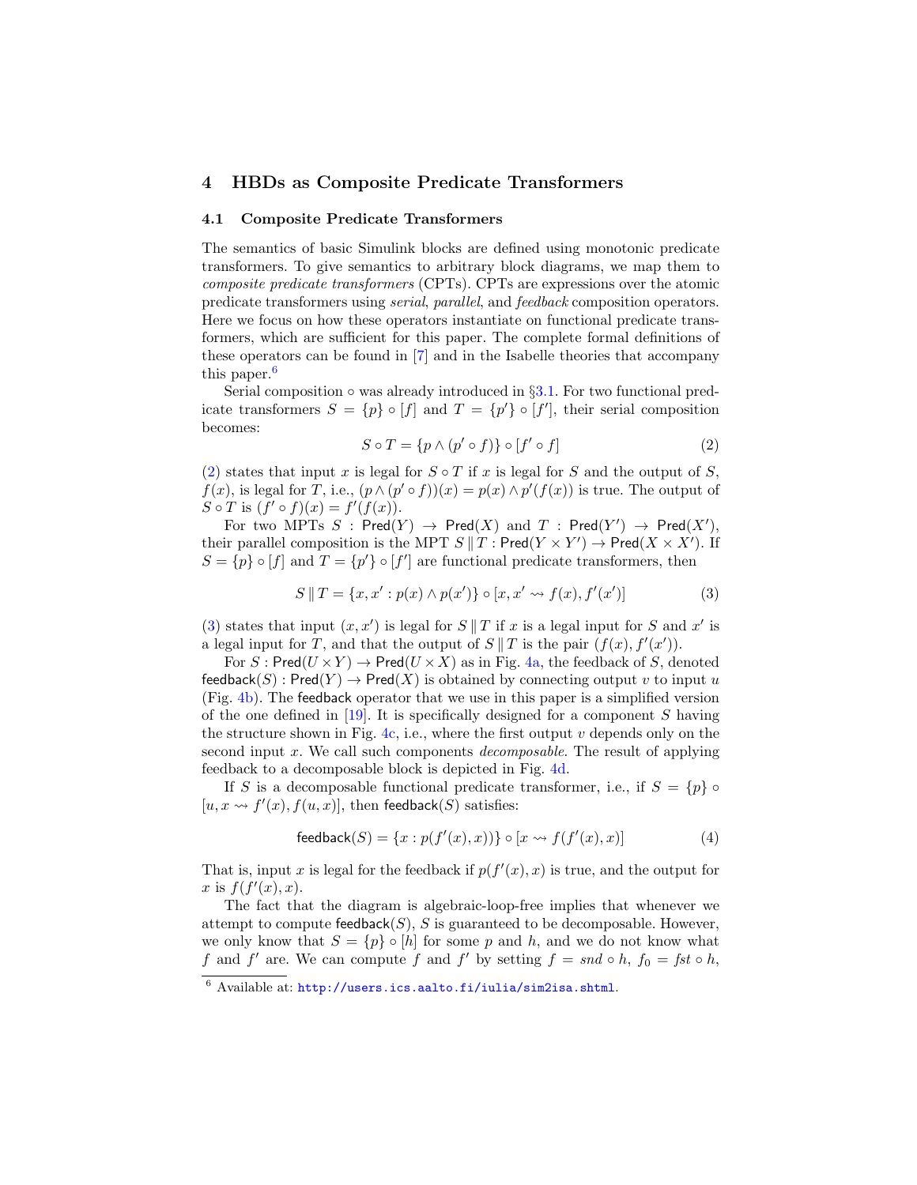# 4 HBDs as Composite Predicate Transformers

## 4.1 Composite Predicate Transformers

The semantics of basic Simulink blocks are defined using monotonic predicate transformers. To give semantics to arbitrary block diagrams, we map them to *composite predicate transformers* (CPTs). CPTs are expressions over the atomic predicate transformers using *serial*, *parallel*, and *feedback* composition operators. Here we focus on how these operators instantiate on functional predicate transformers, which are sufficient for this paper. The complete formal definitions of these operators can be found in [7] and in the Isabelle theories that accompany this paper.[6]

Serial composition $\circ$ was already introduced in §3.1. For two functional predicate transformers $S = \{p\} \circ [f]$ and $T = \{p'\} \circ [f']$, their serial composition becomes:

$$S \circ T = \{p \wedge (p' \circ f)\} \circ [f' \circ f] \tag{2}$$

(2) states that input $x$ is legal for $S \circ T$ if $x$ is legal for $S$ and the output of $S$, $f(x)$, is legal for $T$, i.e., $(p \wedge (p' \circ f))(x) = p(x) \wedge p'(f(x))$ is true. The output of $S \circ T$ is $(f' \circ f)(x) = f'(f(x))$.

For two MPTs $S : \mathsf{Pred}(Y) \to \mathsf{Pred}(X)$ and $T : \mathsf{Pred}(Y') \to \mathsf{Pred}(X')$, their parallel composition is the MPT $S \,\|\, T : \mathsf{Pred}(Y \times Y') \to \mathsf{Pred}(X \times X')$. If $S = \{p\} \circ [f]$ and $T = \{p'\} \circ [f']$ are functional predicate transformers, then

$$S \,\|\, T = \{x, x' : p(x) \wedge p(x')\} \circ [x, x' \leadsto f(x), f'(x')] \tag{3}$$

(3) states that input $(x, x')$ is legal for $S \,\|\, T$ if $x$ is a legal input for $S$ and $x'$ is a legal input for $T$, and that the output of $S \,\|\, T$ is the pair $(f(x), f'(x'))$.

For $S : \mathsf{Pred}(U \times Y) \to \mathsf{Pred}(U \times X)$ as in Fig. 4a, the feedback of $S$, denoted $\mathsf{feedback}(S) : \mathsf{Pred}(Y) \to \mathsf{Pred}(X)$ is obtained by connecting output $v$ to input $u$ (Fig. 4b). The $\mathsf{feedback}$ operator that we use in this paper is a simplified version of the one defined in [19]. It is specifically designed for a component $S$ having the structure shown in Fig. 4c, i.e., where the first output $v$ depends only on the second input $x$. We call such components *decomposable*. The result of applying feedback to a decomposable block is depicted in Fig. 4d.

If $S$ is a decomposable functional predicate transformer, i.e., if $S = \{p\} \circ [u, x \leadsto f'(x), f(u, x)]$, then $\mathsf{feedback}(S)$ satisfies:

$$\mathsf{feedback}(S) = \{x : p(f'(x), x))\} \circ [x \leadsto f(f'(x), x)] \tag{4}$$

That is, input $x$ is legal for the feedback if $p(f'(x), x)$ is true, and the output for $x$ is $f(f'(x), x)$.

The fact that the diagram is algebraic-loop-free implies that whenever we attempt to compute $\mathsf{feedback}(S)$, $S$ is guaranteed to be decomposable. However, we only know that $S = \{p\} \circ [h]$ for some $p$ and $h$, and we do not know what $f$ and $f'$ are. We can compute $f$ and $f'$ by setting $f = \mathit{snd} \circ h$, $f_0 = \mathit{fst} \circ h$,

[6] Available at: http://users.ics.aalto.fi/iulia/sim2isa.shtml.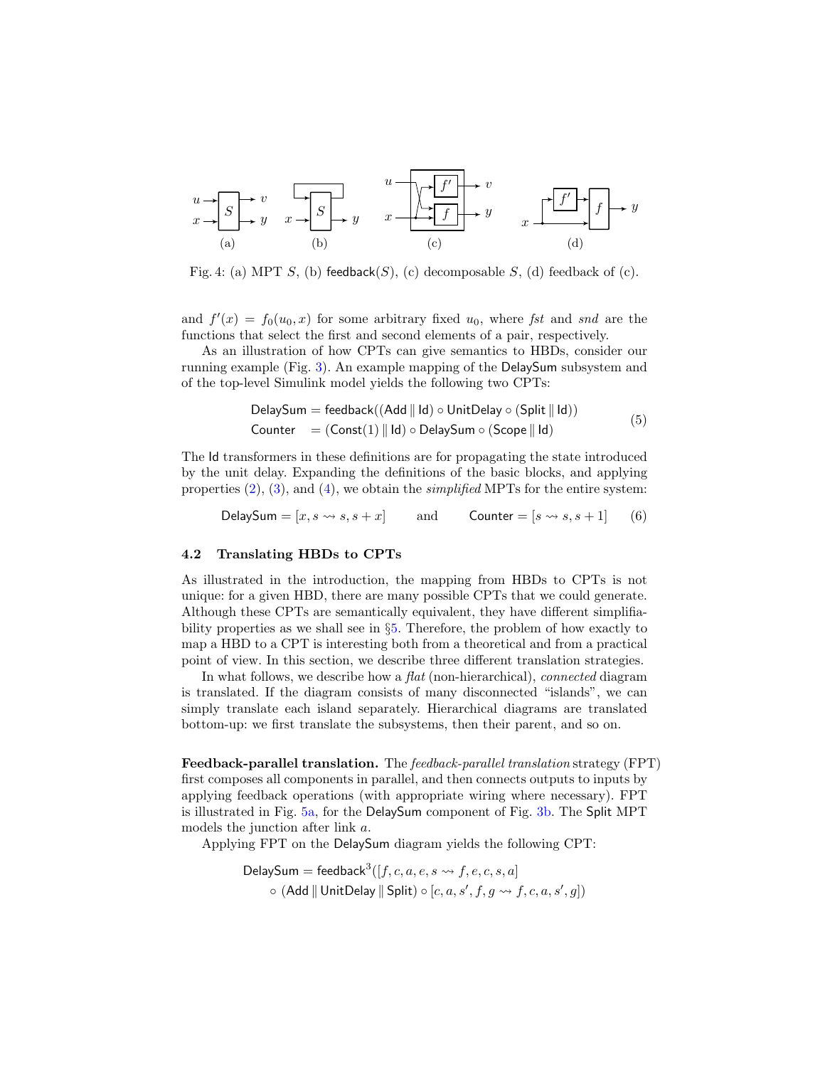Fig. 4: (a) MPT $S$, (b) $\mathsf{feedback}(S)$, (c) decomposable $S$, (d) feedback of (c).

and $f'(x) = f_0(u_0, x)$ for some arbitrary fixed $u_0$, where *fst* and *snd* are the functions that select the first and second elements of a pair, respectively.

As an illustration of how CPTs can give semantics to HBDs, consider our running example (Fig. 3). An example mapping of the DelaySum subsystem and of the top-level Simulink model yields the following two CPTs:

$$\begin{aligned} \mathsf{DelaySum} &= \mathsf{feedback}((\mathsf{Add} \parallel \mathsf{Id}) \circ \mathsf{UnitDelay} \circ (\mathsf{Split} \parallel \mathsf{Id})) \\ \mathsf{Counter} &= (\mathsf{Const}(1) \parallel \mathsf{Id}) \circ \mathsf{DelaySum} \circ (\mathsf{Scope} \parallel \mathsf{Id}) \end{aligned} \tag{5}$$

The Id transformers in these definitions are for propagating the state introduced by the unit delay. Expanding the definitions of the basic blocks, and applying properties (2), (3), and (4), we obtain the *simplified* MPTs for the entire system:

$$\mathsf{DelaySum} = [x, s \rightsquigarrow s, s + x] \qquad \text{and} \qquad \mathsf{Counter} = [s \rightsquigarrow s, s + 1] \tag{6}$$

### 4.2 Translating HBDs to CPTs

As illustrated in the introduction, the mapping from HBDs to CPTs is not unique: for a given HBD, there are many possible CPTs that we could generate. Although these CPTs are semantically equivalent, they have different simplifiability properties as we shall see in §5. Therefore, the problem of how exactly to map a HBD to a CPT is interesting both from a theoretical and from a practical point of view. In this section, we describe three different translation strategies.

In what follows, we describe how a *flat* (non-hierarchical), *connected* diagram is translated. If the diagram consists of many disconnected "islands", we can simply translate each island separately. Hierarchical diagrams are translated bottom-up: we first translate the subsystems, then their parent, and so on.

**Feedback-parallel translation.** The *feedback-parallel translation* strategy (FPT) first composes all components in parallel, and then connects outputs to inputs by applying feedback operations (with appropriate wiring where necessary). FPT is illustrated in Fig. 5a, for the DelaySum component of Fig. 3b. The Split MPT models the junction after link $a$.

Applying FPT on the DelaySum diagram yields the following CPT:

$$\begin{aligned} \mathsf{DelaySum} = \mathsf{feedback}^3([f, c, a, e, s \rightsquigarrow f, e, c, s, a] \\ \circ (\mathsf{Add} \parallel \mathsf{UnitDelay} \parallel \mathsf{Split}) \circ [c, a, s', f, g \rightsquigarrow f, c, a, s', g]) \end{aligned}$$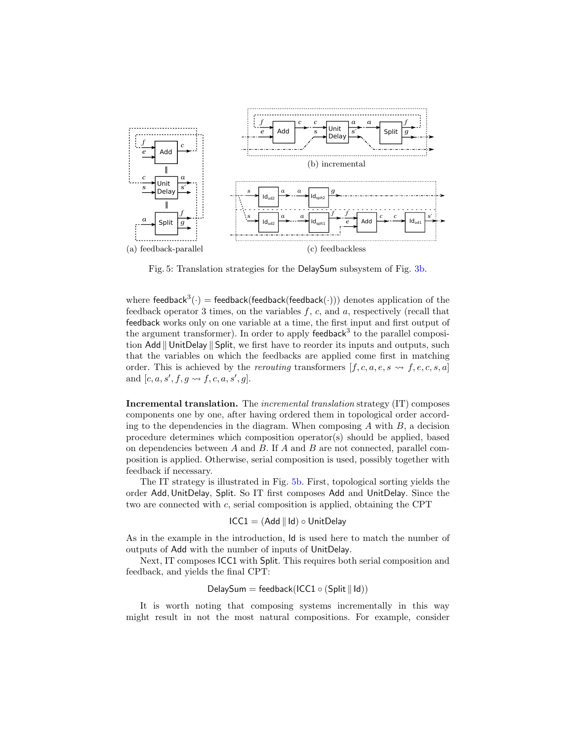(a) feedback-parallel

(b) incremental

(c) feedbackless

Fig. 5: Translation strategies for the DelaySum subsystem of Fig. 3b.

where $\mathsf{feedback}^3(\cdot) = \mathsf{feedback}(\mathsf{feedback}(\mathsf{feedback}(\cdot)))$ denotes application of the feedback operator 3 times, on the variables $f$, $c$, and $a$, respectively (recall that feedback works only on one variable at a time, the first input and first output of the argument transformer). In order to apply $\mathsf{feedback}^3$ to the parallel composition Add ∥ UnitDelay ∥ Split, we first have to reorder its inputs and outputs, such that the variables on which the feedbacks are applied come first in matching order. This is achieved by the *rerouting* transformers $[f, c, a, e, s \rightsquigarrow f, e, c, s, a]$ and $[c, a, s', f, g \rightsquigarrow f, c, a, s', g]$.

**Incremental translation.** The *incremental translation* strategy (IT) composes components one by one, after having ordered them in topological order according to the dependencies in the diagram. When composing $A$ with $B$, a decision procedure determines which composition operator(s) should be applied, based on dependencies between $A$ and $B$. If $A$ and $B$ are not connected, parallel composition is applied. Otherwise, serial composition is used, possibly together with feedback if necessary.

The IT strategy is illustrated in Fig. 5b. First, topological sorting yields the order Add, UnitDelay, Split. So IT first composes Add and UnitDelay. Since the two are connected with $c$, serial composition is applied, obtaining the CPT

$$\mathsf{ICC1} = (\mathsf{Add} \parallel \mathsf{Id}) \circ \mathsf{UnitDelay}$$

As in the example in the introduction, Id is used here to match the number of outputs of Add with the number of inputs of UnitDelay.

Next, IT composes ICC1 with Split. This requires both serial composition and feedback, and yields the final CPT:

$$\mathsf{DelaySum} = \mathsf{feedback}(\mathsf{ICC1} \circ (\mathsf{Split} \parallel \mathsf{Id}))$$

It is worth noting that composing systems incrementally in this way might result in not the most natural compositions. For example, consider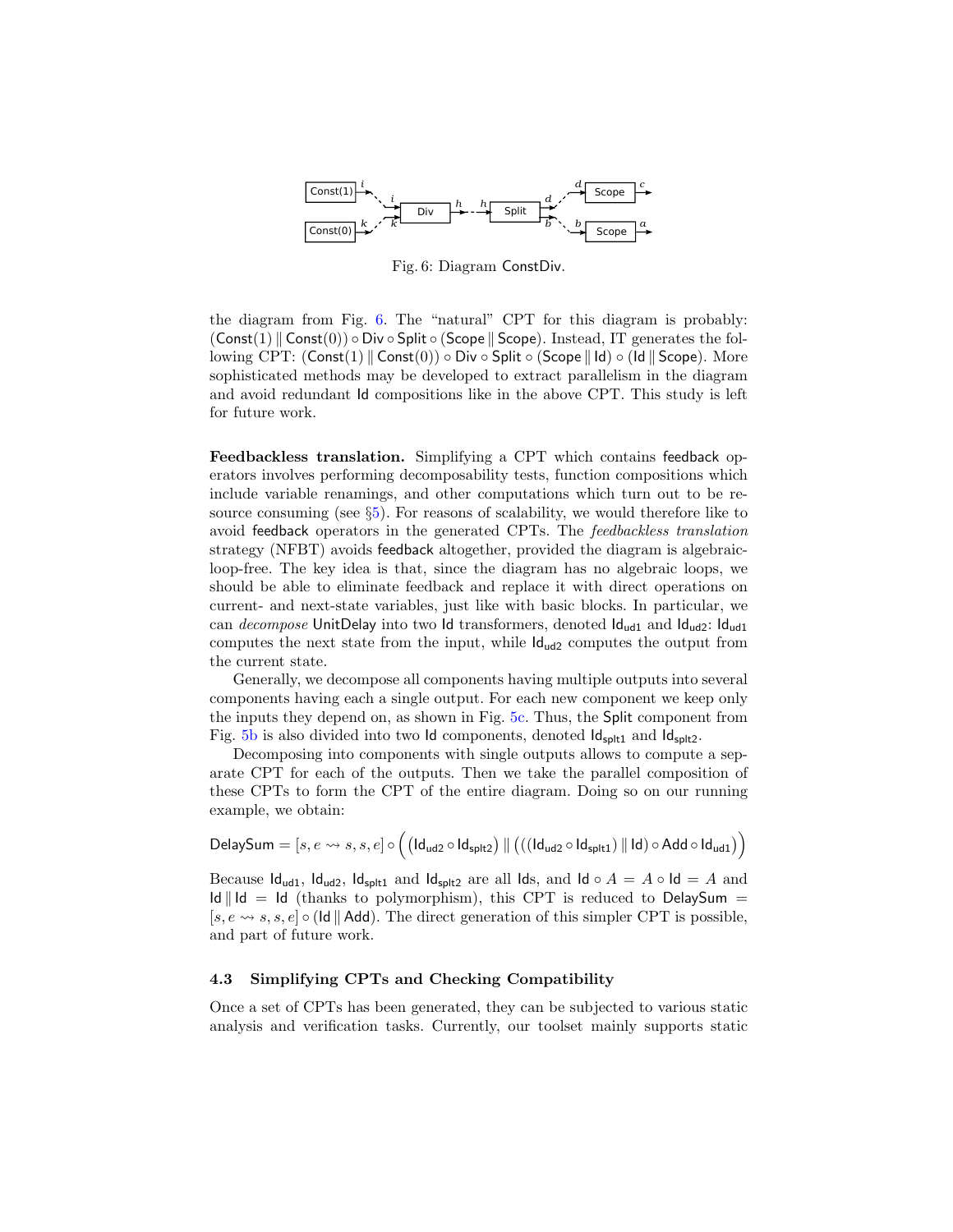Fig. 6: Diagram ConstDiv.

the diagram from Fig. 6. The "natural" CPT for this diagram is probably: $(\mathsf{Const}(1) \parallel \mathsf{Const}(0)) \circ \mathsf{Div} \circ \mathsf{Split} \circ (\mathsf{Scope} \parallel \mathsf{Scope})$. Instead, IT generates the following CPT: $(\mathsf{Const}(1) \parallel \mathsf{Const}(0)) \circ \mathsf{Div} \circ \mathsf{Split} \circ (\mathsf{Scope} \parallel \mathsf{Id}) \circ (\mathsf{Id} \parallel \mathsf{Scope})$. More sophisticated methods may be developed to extract parallelism in the diagram and avoid redundant Id compositions like in the above CPT. This study is left for future work.

**Feedbackless translation.** Simplifying a CPT which contains feedback operators involves performing decomposability tests, function compositions which include variable renamings, and other computations which turn out to be resource consuming (see §5). For reasons of scalability, we would therefore like to avoid feedback operators in the generated CPTs. The *feedbackless translation* strategy (NFBT) avoids feedback altogether, provided the diagram is algebraic-loop-free. The key idea is that, since the diagram has no algebraic loops, we should be able to eliminate feedback and replace it with direct operations on current- and next-state variables, just like with basic blocks. In particular, we can *decompose* UnitDelay into two Id transformers, denoted $\mathsf{Id}_{\mathsf{ud1}}$ and $\mathsf{Id}_{\mathsf{ud2}}$: $\mathsf{Id}_{\mathsf{ud1}}$ computes the next state from the input, while $\mathsf{Id}_{\mathsf{ud2}}$ computes the output from the current state.

Generally, we decompose all components having multiple outputs into several components having each a single output. For each new component we keep only the inputs they depend on, as shown in Fig. 5c. Thus, the Split component from Fig. 5b is also divided into two Id components, denoted $\mathsf{Id}_{\mathsf{splt1}}$ and $\mathsf{Id}_{\mathsf{splt2}}$.

Decomposing into components with single outputs allows to compute a separate CPT for each of the outputs. Then we take the parallel composition of these CPTs to form the CPT of the entire diagram. Doing so on our running example, we obtain:

$$\mathsf{DelaySum} = [s, e \leadsto s, s, e] \circ \Big( (\mathsf{Id}_{\mathsf{ud2}} \circ \mathsf{Id}_{\mathsf{splt2}}) \parallel \big( ((\mathsf{Id}_{\mathsf{ud2}} \circ \mathsf{Id}_{\mathsf{splt1}}) \parallel \mathsf{Id}) \circ \mathsf{Add} \circ \mathsf{Id}_{\mathsf{ud1}} \big) \Big)$$

Because $\mathsf{Id}_{\mathsf{ud1}}$, $\mathsf{Id}_{\mathsf{ud2}}$, $\mathsf{Id}_{\mathsf{splt1}}$ and $\mathsf{Id}_{\mathsf{splt2}}$ are all Ids, and $\mathsf{Id} \circ A = A \circ \mathsf{Id} = A$ and $\mathsf{Id} \parallel \mathsf{Id} = \mathsf{Id}$ (thanks to polymorphism), this CPT is reduced to $\mathsf{DelaySum} = [s, e \leadsto s, s, e] \circ (\mathsf{Id} \parallel \mathsf{Add})$. The direct generation of this simpler CPT is possible, and part of future work.

### 4.3 Simplifying CPTs and Checking Compatibility

Once a set of CPTs has been generated, they can be subjected to various static analysis and verification tasks. Currently, our toolset mainly supports static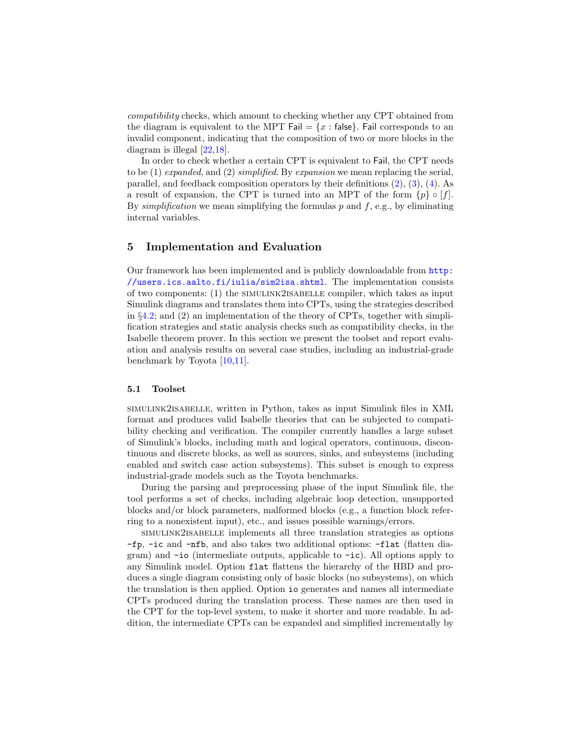*compatibility* checks, which amount to checking whether any CPT obtained from the diagram is equivalent to the MPT $\mathsf{Fail} = \{x : \mathsf{false}\}$. Fail corresponds to an invalid component, indicating that the composition of two or more blocks in the diagram is illegal [22,18].

In order to check whether a certain CPT is equivalent to Fail, the CPT needs to be (1) *expanded*, and (2) *simplified*. By *expansion* we mean replacing the serial, parallel, and feedback composition operators by their definitions (2), (3), (4). As a result of expansion, the CPT is turned into an MPT of the form $\{p\} \circ [f]$. By *simplification* we mean simplifying the formulas $p$ and $f$, e.g., by eliminating internal variables.

## 5 Implementation and Evaluation

Our framework has been implemented and is publicly downloadable from http://users.ics.aalto.fi/iulia/sim2isa.shtml. The implementation consists of two components: (1) the SIMULINK2ISABELLE compiler, which takes as input Simulink diagrams and translates them into CPTs, using the strategies described in §4.2; and (2) an implementation of the theory of CPTs, together with simplification strategies and static analysis checks such as compatibility checks, in the Isabelle theorem prover. In this section we present the toolset and report evaluation and analysis results on several case studies, including an industrial-grade benchmark by Toyota [10,11].

### 5.1 Toolset

SIMULINK2ISABELLE, written in Python, takes as input Simulink files in XML format and produces valid Isabelle theories that can be subjected to compatibility checking and verification. The compiler currently handles a large subset of Simulink's blocks, including math and logical operators, continuous, discontinuous and discrete blocks, as well as sources, sinks, and subsystems (including enabled and switch case action subsystems). This subset is enough to express industrial-grade models such as the Toyota benchmarks.

During the parsing and preprocessing phase of the input Simulink file, the tool performs a set of checks, including algebraic loop detection, unsupported blocks and/or block parameters, malformed blocks (e.g., a function block referring to a nonexistent input), etc., and issues possible warnings/errors.

SIMULINK2ISABELLE implements all three translation strategies as options `-fp`, `-ic` and `-nfb`, and also takes two additional options: `-flat` (flatten diagram) and `-io` (intermediate outputs, applicable to `-ic`). All options apply to any Simulink model. Option `flat` flattens the hierarchy of the HBD and produces a single diagram consisting only of basic blocks (no subsystems), on which the translation is then applied. Option `io` generates and names all intermediate CPTs produced during the translation process. These names are then used in the CPT for the top-level system, to make it shorter and more readable. In addition, the intermediate CPTs can be expanded and simplified incrementally by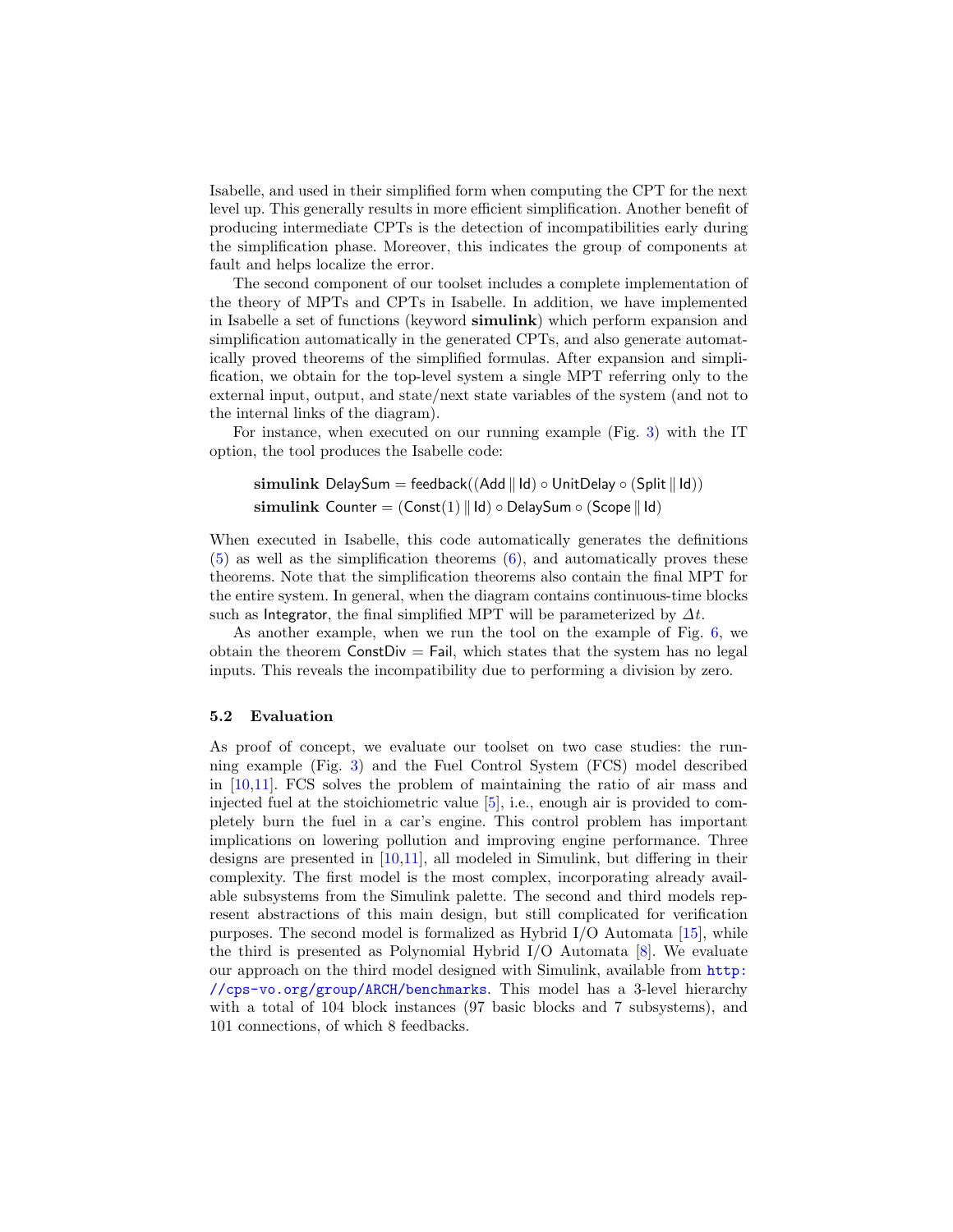Isabelle, and used in their simplified form when computing the CPT for the next level up. This generally results in more efficient simplification. Another benefit of producing intermediate CPTs is the detection of incompatibilities early during the simplification phase. Moreover, this indicates the group of components at fault and helps localize the error.

The second component of our toolset includes a complete implementation of the theory of MPTs and CPTs in Isabelle. In addition, we have implemented in Isabelle a set of functions (keyword **simulink**) which perform expansion and simplification automatically in the generated CPTs, and also generate automatically proved theorems of the simplified formulas. After expansion and simplification, we obtain for the top-level system a single MPT referring only to the external input, output, and state/next state variables of the system (and not to the internal links of the diagram).

For instance, when executed on our running example (Fig. 3) with the IT option, the tool produces the Isabelle code:

$$\textbf{simulink}\ \mathsf{DelaySum} = \mathsf{feedback}((\mathsf{Add} \parallel \mathsf{Id}) \circ \mathsf{UnitDelay} \circ (\mathsf{Split} \parallel \mathsf{Id}))$$
$$\textbf{simulink}\ \mathsf{Counter} = (\mathsf{Const}(1) \parallel \mathsf{Id}) \circ \mathsf{DelaySum} \circ (\mathsf{Scope} \parallel \mathsf{Id})$$

When executed in Isabelle, this code automatically generates the definitions (5) as well as the simplification theorems (6), and automatically proves these theorems. Note that the simplification theorems also contain the final MPT for the entire system. In general, when the diagram contains continuous-time blocks such as Integrator, the final simplified MPT will be parameterized by $\Delta t$.

As another example, when we run the tool on the example of Fig. 6, we obtain the theorem ConstDiv = Fail, which states that the system has no legal inputs. This reveals the incompatibility due to performing a division by zero.

### 5.2 Evaluation

As proof of concept, we evaluate our toolset on two case studies: the running example (Fig. 3) and the Fuel Control System (FCS) model described in [10,11]. FCS solves the problem of maintaining the ratio of air mass and injected fuel at the stoichiometric value [5], i.e., enough air is provided to completely burn the fuel in a car's engine. This control problem has important implications on lowering pollution and improving engine performance. Three designs are presented in [10,11], all modeled in Simulink, but differing in their complexity. The first model is the most complex, incorporating already available subsystems from the Simulink palette. The second and third models represent abstractions of this main design, but still complicated for verification purposes. The second model is formalized as Hybrid I/O Automata [15], while the third is presented as Polynomial Hybrid I/O Automata [8]. We evaluate our approach on the third model designed with Simulink, available from http://cps-vo.org/group/ARCH/benchmarks. This model has a 3-level hierarchy with a total of 104 block instances (97 basic blocks and 7 subsystems), and 101 connections, of which 8 feedbacks.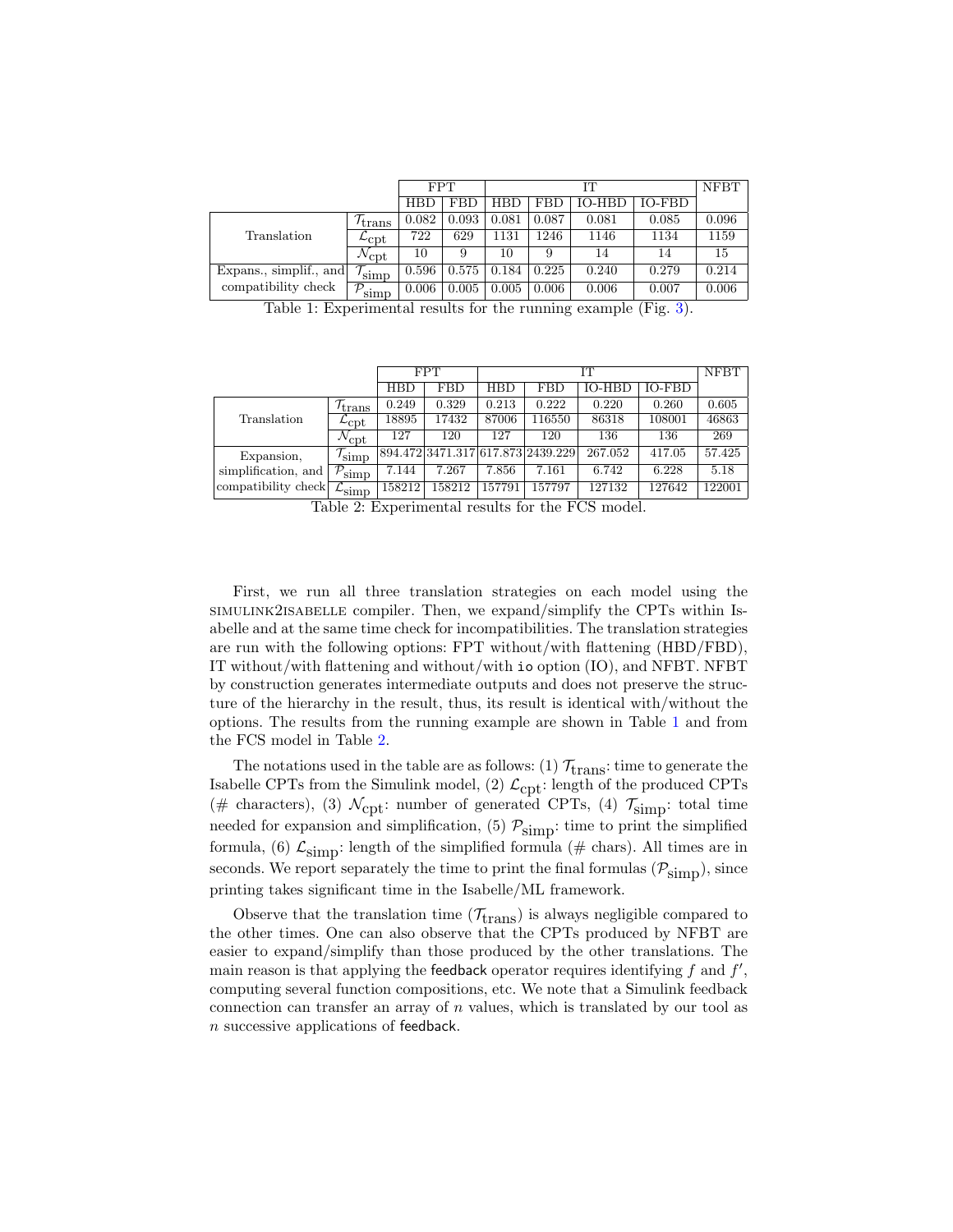| | | FPT | | IT | | | | NFBT |
|---|---|---|---|---|---|---|---|---|
| | | HBD | FBD | HBD | FBD | IO-HBD | IO-FBD | |
| Translation | $\mathcal{T}_{\text{trans}}$ | 0.082 | 0.093 | 0.081 | 0.087 | 0.081 | 0.085 | 0.096 |
| | $\mathcal{L}_{\text{cpt}}$ | 722 | 629 | 1131 | 1246 | 1146 | 1134 | 1159 |
| | $\mathcal{N}_{\text{cpt}}$ | 10 | 9 | 10 | 9 | 14 | 14 | 15 |
| Expans., simplif., and compatibility check | $\mathcal{T}_{\text{simp}}$ | 0.596 | 0.575 | 0.184 | 0.225 | 0.240 | 0.279 | 0.214 |
| | $\mathcal{P}_{\text{simp}}$ | 0.006 | 0.005 | 0.005 | 0.006 | 0.006 | 0.007 | 0.006 |

Table 1: Experimental results for the running example (Fig. 3).

| | | FPT | | IT | | | | NFBT |
|---|---|---|---|---|---|---|---|---|
| | | HBD | FBD | HBD | FBD | IO-HBD | IO-FBD | |
| Translation | $\mathcal{T}_{\text{trans}}$ | 0.249 | 0.329 | 0.213 | 0.222 | 0.220 | 0.260 | 0.605 |
| | $\mathcal{L}_{\text{cpt}}$ | 18895 | 17432 | 87006 | 116550 | 86318 | 108001 | 46863 |
| | $\mathcal{N}_{\text{cpt}}$ | 127 | 120 | 127 | 120 | 136 | 136 | 269 |
| Expansion, simplification, and compatibility check | $\mathcal{T}_{\text{simp}}$ | 894.472 | 3471.317 | 617.873 | 2439.229 | 267.052 | 417.05 | 57.425 |
| | $\mathcal{P}_{\text{simp}}$ | 7.144 | 7.267 | 7.856 | 7.161 | 6.742 | 6.228 | 5.18 |
| | $\mathcal{L}_{\text{simp}}$ | 158212 | 158212 | 157791 | 157797 | 127132 | 127642 | 122001 |

Table 2: Experimental results for the FCS model.

First, we run all three translation strategies on each model using the SIMULINK2ISABELLE compiler. Then, we expand/simplify the CPTs within Isabelle and at the same time check for incompatibilities. The translation strategies are run with the following options: FPT without/with flattening (HBD/FBD), IT without/with flattening and without/with `io` option (IO), and NFBT. NFBT by construction generates intermediate outputs and does not preserve the structure of the hierarchy in the result, thus, its result is identical with/without the options. The results from the running example are shown in Table 1 and from the FCS model in Table 2.

The notations used in the table are as follows: (1) $\mathcal{T}_{\text{trans}}$: time to generate the Isabelle CPTs from the Simulink model, (2) $\mathcal{L}_{\text{cpt}}$: length of the produced CPTs (# characters), (3) $\mathcal{N}_{\text{cpt}}$: number of generated CPTs, (4) $\mathcal{T}_{\text{simp}}$: total time needed for expansion and simplification, (5) $\mathcal{P}_{\text{simp}}$: time to print the simplified formula, (6) $\mathcal{L}_{\text{simp}}$: length of the simplified formula (# chars). All times are in seconds. We report separately the time to print the final formulas ($\mathcal{P}_{\text{simp}}$), since printing takes significant time in the Isabelle/ML framework.

Observe that the translation time ($\mathcal{T}_{\text{trans}}$) is always negligible compared to the other times. One can also observe that the CPTs produced by NFBT are easier to expand/simplify than those produced by the other translations. The main reason is that applying the feedback operator requires identifying $f$ and $f'$, computing several function compositions, etc. We note that a Simulink feedback connection can transfer an array of $n$ values, which is translated by our tool as $n$ successive applications of feedback.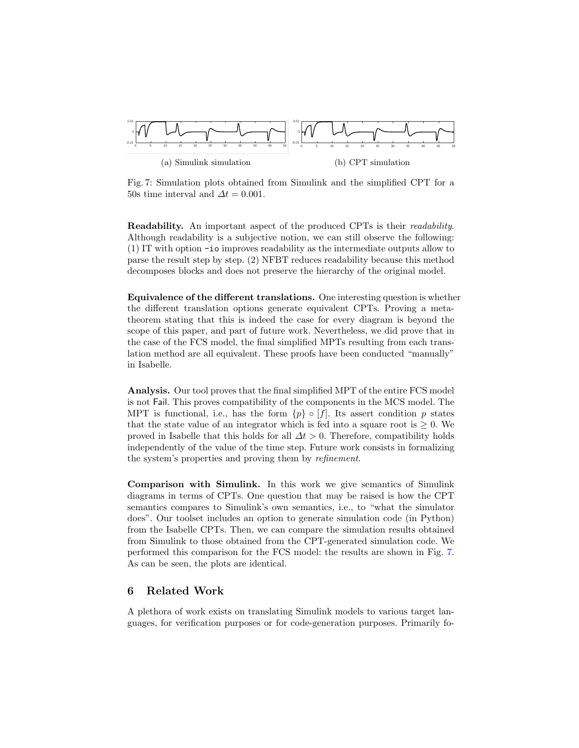(a) Simulink simulation

(b) CPT simulation

Fig. 7: Simulation plots obtained from Simulink and the simplified CPT for a 50s time interval and $\Delta t = 0.001$.

**Readability.** An important aspect of the produced CPTs is their *readability*. Although readability is a subjective notion, we can still observe the following: (1) IT with option `-io` improves readability as the intermediate outputs allow to parse the result step by step. (2) NFBT reduces readability because this method decomposes blocks and does not preserve the hierarchy of the original model.

**Equivalence of the different translations.** One interesting question is whether the different translation options generate equivalent CPTs. Proving a meta-theorem stating that this is indeed the case for every diagram is beyond the scope of this paper, and part of future work. Nevertheless, we did prove that in the case of the FCS model, the final simplified MPTs resulting from each translation method are all equivalent. These proofs have been conducted "manually" in Isabelle.

**Analysis.** Our tool proves that the final simplified MPT of the entire FCS model is not Fail. This proves compatibility of the components in the MCS model. The MPT is functional, i.e., has the form $\{p\} \circ [f]$. Its assert condition $p$ states that the state value of an integrator which is fed into a square root is $\geq 0$. We proved in Isabelle that this holds for all $\Delta t > 0$. Therefore, compatibility holds independently of the value of the time step. Future work consists in formalizing the system's properties and proving them by *refinement*.

**Comparison with Simulink.** In this work we give semantics of Simulink diagrams in terms of CPTs. One question that may be raised is how the CPT semantics compares to Simulink's own semantics, i.e., to "what the simulator does". Our toolset includes an option to generate simulation code (in Python) from the Isabelle CPTs. Then, we can compare the simulation results obtained from Simulink to those obtained from the CPT-generated simulation code. We performed this comparison for the FCS model: the results are shown in Fig. 7. As can be seen, the plots are identical.

## 6 Related Work

A plethora of work exists on translating Simulink models to various target languages, for verification purposes or for code-generation purposes. Primarily fo-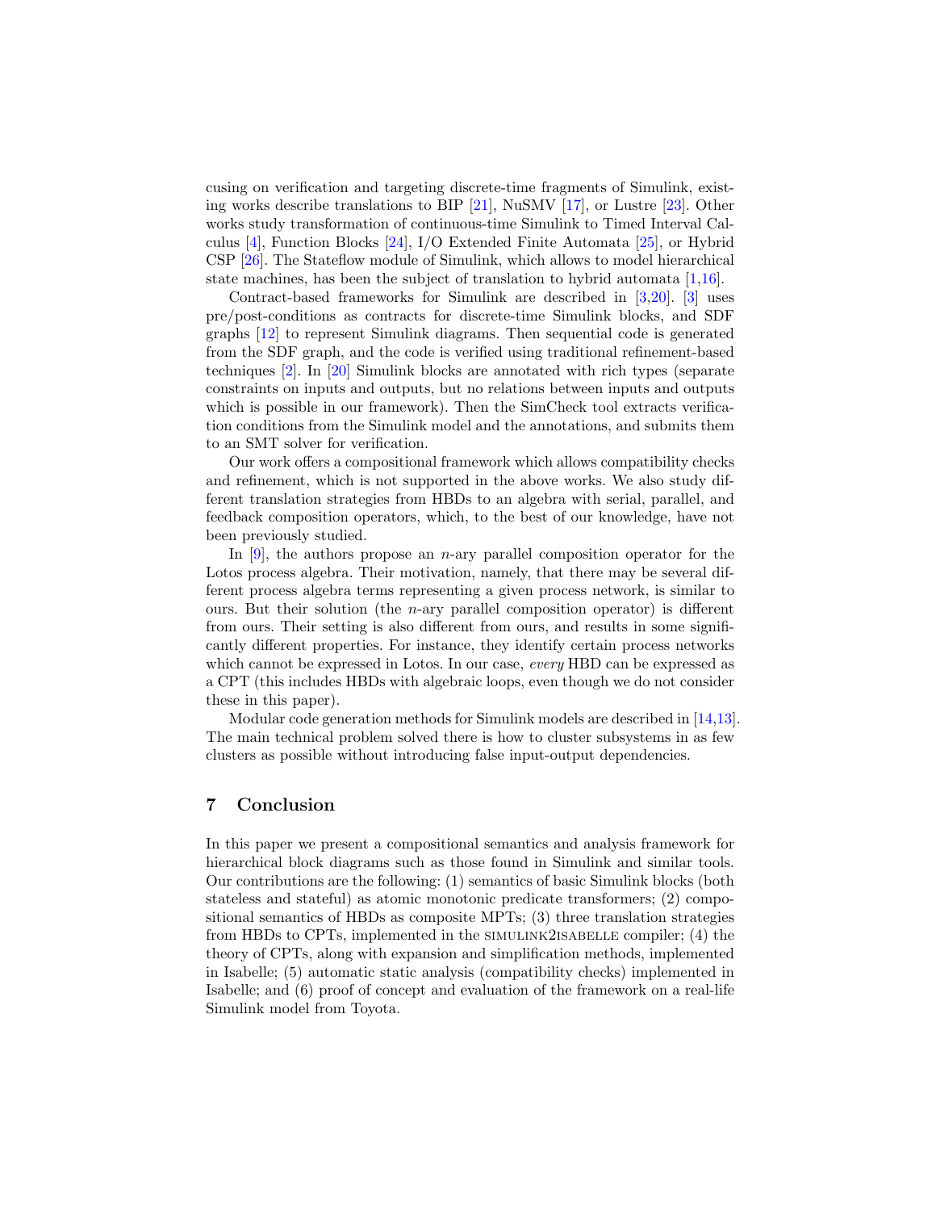cusing on verification and targeting discrete-time fragments of Simulink, existing works describe translations to BIP [21], NuSMV [17], or Lustre [23]. Other works study transformation of continuous-time Simulink to Timed Interval Calculus [4], Function Blocks [24], I/O Extended Finite Automata [25], or Hybrid CSP [26]. The Stateflow module of Simulink, which allows to model hierarchical state machines, has been the subject of translation to hybrid automata [1,16].

Contract-based frameworks for Simulink are described in [3,20]. [3] uses pre/post-conditions as contracts for discrete-time Simulink blocks, and SDF graphs [12] to represent Simulink diagrams. Then sequential code is generated from the SDF graph, and the code is verified using traditional refinement-based techniques [2]. In [20] Simulink blocks are annotated with rich types (separate constraints on inputs and outputs, but no relations between inputs and outputs which is possible in our framework). Then the SimCheck tool extracts verification conditions from the Simulink model and the annotations, and submits them to an SMT solver for verification.

Our work offers a compositional framework which allows compatibility checks and refinement, which is not supported in the above works. We also study different translation strategies from HBDs to an algebra with serial, parallel, and feedback composition operators, which, to the best of our knowledge, have not been previously studied.

In [9], the authors propose an $n$-ary parallel composition operator for the Lotos process algebra. Their motivation, namely, that there may be several different process algebra terms representing a given process network, is similar to ours. But their solution (the $n$-ary parallel composition operator) is different from ours. Their setting is also different from ours, and results in some significantly different properties. For instance, they identify certain process networks which cannot be expressed in Lotos. In our case, *every* HBD can be expressed as a CPT (this includes HBDs with algebraic loops, even though we do not consider these in this paper).

Modular code generation methods for Simulink models are described in [14,13]. The main technical problem solved there is how to cluster subsystems in as few clusters as possible without introducing false input-output dependencies.

## 7 Conclusion

In this paper we present a compositional semantics and analysis framework for hierarchical block diagrams such as those found in Simulink and similar tools. Our contributions are the following: (1) semantics of basic Simulink blocks (both stateless and stateful) as atomic monotonic predicate transformers; (2) compositional semantics of HBDs as composite MPTs; (3) three translation strategies from HBDs to CPTs, implemented in the SIMULINK2ISABELLE compiler; (4) the theory of CPTs, along with expansion and simplification methods, implemented in Isabelle; (5) automatic static analysis (compatibility checks) implemented in Isabelle; and (6) proof of concept and evaluation of the framework on a real-life Simulink model from Toyota.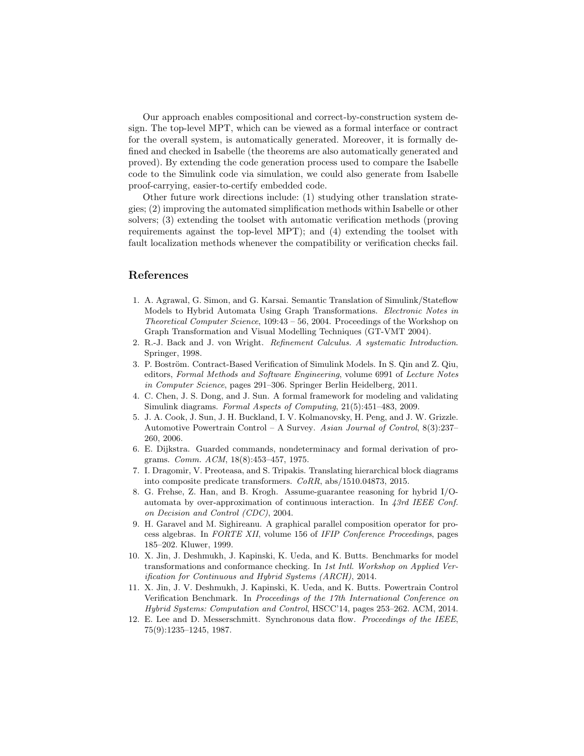Our approach enables compositional and correct-by-construction system design. The top-level MPT, which can be viewed as a formal interface or contract for the overall system, is automatically generated. Moreover, it is formally defined and checked in Isabelle (the theorems are also automatically generated and proved). By extending the code generation process used to compare the Isabelle code to the Simulink code via simulation, we could also generate from Isabelle proof-carrying, easier-to-certify embedded code.

Other future work directions include: (1) studying other translation strategies; (2) improving the automated simplification methods within Isabelle or other solvers; (3) extending the toolset with automatic verification methods (proving requirements against the top-level MPT); and (4) extending the toolset with fault localization methods whenever the compatibility or verification checks fail.

## References

1. A. Agrawal, G. Simon, and G. Karsai. Semantic Translation of Simulink/Stateflow Models to Hybrid Automata Using Graph Transformations. *Electronic Notes in Theoretical Computer Science*, 109:43 – 56, 2004. Proceedings of the Workshop on Graph Transformation and Visual Modelling Techniques (GT-VMT 2004).
2. R.-J. Back and J. von Wright. *Refinement Calculus. A systematic Introduction*. Springer, 1998.
3. P. Boström. Contract-Based Verification of Simulink Models. In S. Qin and Z. Qiu, editors, *Formal Methods and Software Engineering*, volume 6991 of *Lecture Notes in Computer Science*, pages 291–306. Springer Berlin Heidelberg, 2011.
4. C. Chen, J. S. Dong, and J. Sun. A formal framework for modeling and validating Simulink diagrams. *Formal Aspects of Computing*, 21(5):451–483, 2009.
5. J. A. Cook, J. Sun, J. H. Buckland, I. V. Kolmanovsky, H. Peng, and J. W. Grizzle. Automotive Powertrain Control – A Survey. *Asian Journal of Control*, 8(3):237–260, 2006.
6. E. Dijkstra. Guarded commands, nondeterminacy and formal derivation of programs. *Comm. ACM*, 18(8):453–457, 1975.
7. I. Dragomir, V. Preoteasa, and S. Tripakis. Translating hierarchical block diagrams into composite predicate transformers. *CoRR*, abs/1510.04873, 2015.
8. G. Frehse, Z. Han, and B. Krogh. Assume-guarantee reasoning for hybrid I/O-automata by over-approximation of continuous interaction. In *43rd IEEE Conf. on Decision and Control (CDC)*, 2004.
9. H. Garavel and M. Sighireanu. A graphical parallel composition operator for process algebras. In *FORTE XII*, volume 156 of *IFIP Conference Proceedings*, pages 185–202. Kluwer, 1999.
10. X. Jin, J. Deshmukh, J. Kapinski, K. Ueda, and K. Butts. Benchmarks for model transformations and conformance checking. In *1st Intl. Workshop on Applied Verification for Continuous and Hybrid Systems (ARCH)*, 2014.
11. X. Jin, J. V. Deshmukh, J. Kapinski, K. Ueda, and K. Butts. Powertrain Control Verification Benchmark. In *Proceedings of the 17th International Conference on Hybrid Systems: Computation and Control*, HSCC'14, pages 253–262. ACM, 2014.
12. E. Lee and D. Messerschmitt. Synchronous data flow. *Proceedings of the IEEE*, 75(9):1235–1245, 1987.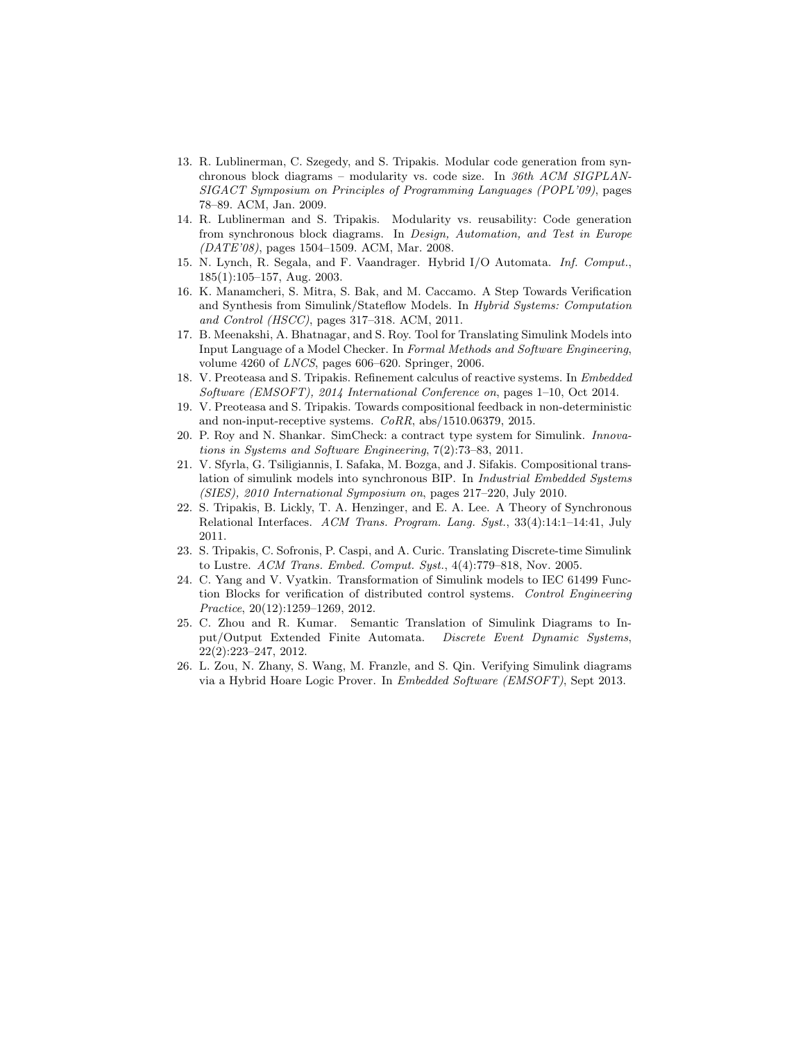13. R. Lublinerman, C. Szegedy, and S. Tripakis. Modular code generation from synchronous block diagrams – modularity vs. code size. In *36th ACM SIGPLAN-SIGACT Symposium on Principles of Programming Languages (POPL'09)*, pages 78–89. ACM, Jan. 2009.
14. R. Lublinerman and S. Tripakis. Modularity vs. reusability: Code generation from synchronous block diagrams. In *Design, Automation, and Test in Europe (DATE'08)*, pages 1504–1509. ACM, Mar. 2008.
15. N. Lynch, R. Segala, and F. Vaandrager. Hybrid I/O Automata. *Inf. Comput.*, 185(1):105–157, Aug. 2003.
16. K. Manamcheri, S. Mitra, S. Bak, and M. Caccamo. A Step Towards Verification and Synthesis from Simulink/Stateflow Models. In *Hybrid Systems: Computation and Control (HSCC)*, pages 317–318. ACM, 2011.
17. B. Meenakshi, A. Bhatnagar, and S. Roy. Tool for Translating Simulink Models into Input Language of a Model Checker. In *Formal Methods and Software Engineering*, volume 4260 of *LNCS*, pages 606–620. Springer, 2006.
18. V. Preoteasa and S. Tripakis. Refinement calculus of reactive systems. In *Embedded Software (EMSOFT), 2014 International Conference on*, pages 1–10, Oct 2014.
19. V. Preoteasa and S. Tripakis. Towards compositional feedback in non-deterministic and non-input-receptive systems. *CoRR*, abs/1510.06379, 2015.
20. P. Roy and N. Shankar. SimCheck: a contract type system for Simulink. *Innovations in Systems and Software Engineering*, 7(2):73–83, 2011.
21. V. Sfyrla, G. Tsiligiannis, I. Safaka, M. Bozga, and J. Sifakis. Compositional translation of simulink models into synchronous BIP. In *Industrial Embedded Systems (SIES), 2010 International Symposium on*, pages 217–220, July 2010.
22. S. Tripakis, B. Lickly, T. A. Henzinger, and E. A. Lee. A Theory of Synchronous Relational Interfaces. *ACM Trans. Program. Lang. Syst.*, 33(4):14:1–14:41, July 2011.
23. S. Tripakis, C. Sofronis, P. Caspi, and A. Curic. Translating Discrete-time Simulink to Lustre. *ACM Trans. Embed. Comput. Syst.*, 4(4):779–818, Nov. 2005.
24. C. Yang and V. Vyatkin. Transformation of Simulink models to IEC 61499 Function Blocks for verification of distributed control systems. *Control Engineering Practice*, 20(12):1259–1269, 2012.
25. C. Zhou and R. Kumar. Semantic Translation of Simulink Diagrams to Input/Output Extended Finite Automata. *Discrete Event Dynamic Systems*, 22(2):223–247, 2012.
26. L. Zou, N. Zhany, S. Wang, M. Franzle, and S. Qin. Verifying Simulink diagrams via a Hybrid Hoare Logic Prover. In *Embedded Software (EMSOFT)*, Sept 2013.